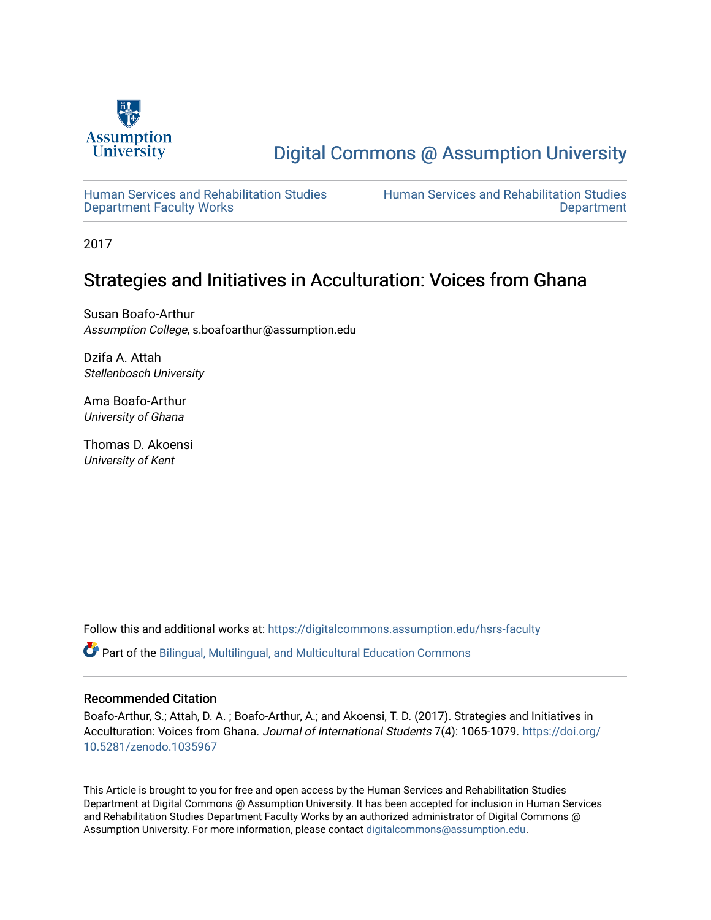Assumption University

# Digital Commons @ Assumption University

Human Services and Rehabilitation Studies Department Faculty Works

Human Services and Rehabilitation Studies Department

2017

## Strategies and Initiatives in Acculturation: Voices from Ghana

Susan Boafo-Arthur
*Assumption College*, s.boafoarthur@assumption.edu

Dzifa A. Attah
*Stellenbosch University*

Ama Boafo-Arthur
*University of Ghana*

Thomas D. Akoensi
*University of Kent*

Follow this and additional works at: https://digitalcommons.assumption.edu/hsrs-faculty

Part of the Bilingual, Multilingual, and Multicultural Education Commons

### Recommended Citation

Boafo-Arthur, S.; Attah, D. A. ; Boafo-Arthur, A.; and Akoensi, T. D. (2017). Strategies and Initiatives in Acculturation: Voices from Ghana. *Journal of International Students* 7(4): 1065-1079. https://doi.org/10.5281/zenodo.1035967

This Article is brought to you for free and open access by the Human Services and Rehabilitation Studies Department at Digital Commons @ Assumption University. It has been accepted for inclusion in Human Services and Rehabilitation Studies Department Faculty Works by an authorized administrator of Digital Commons @ Assumption University. For more information, please contact digitalcommons@assumption.edu.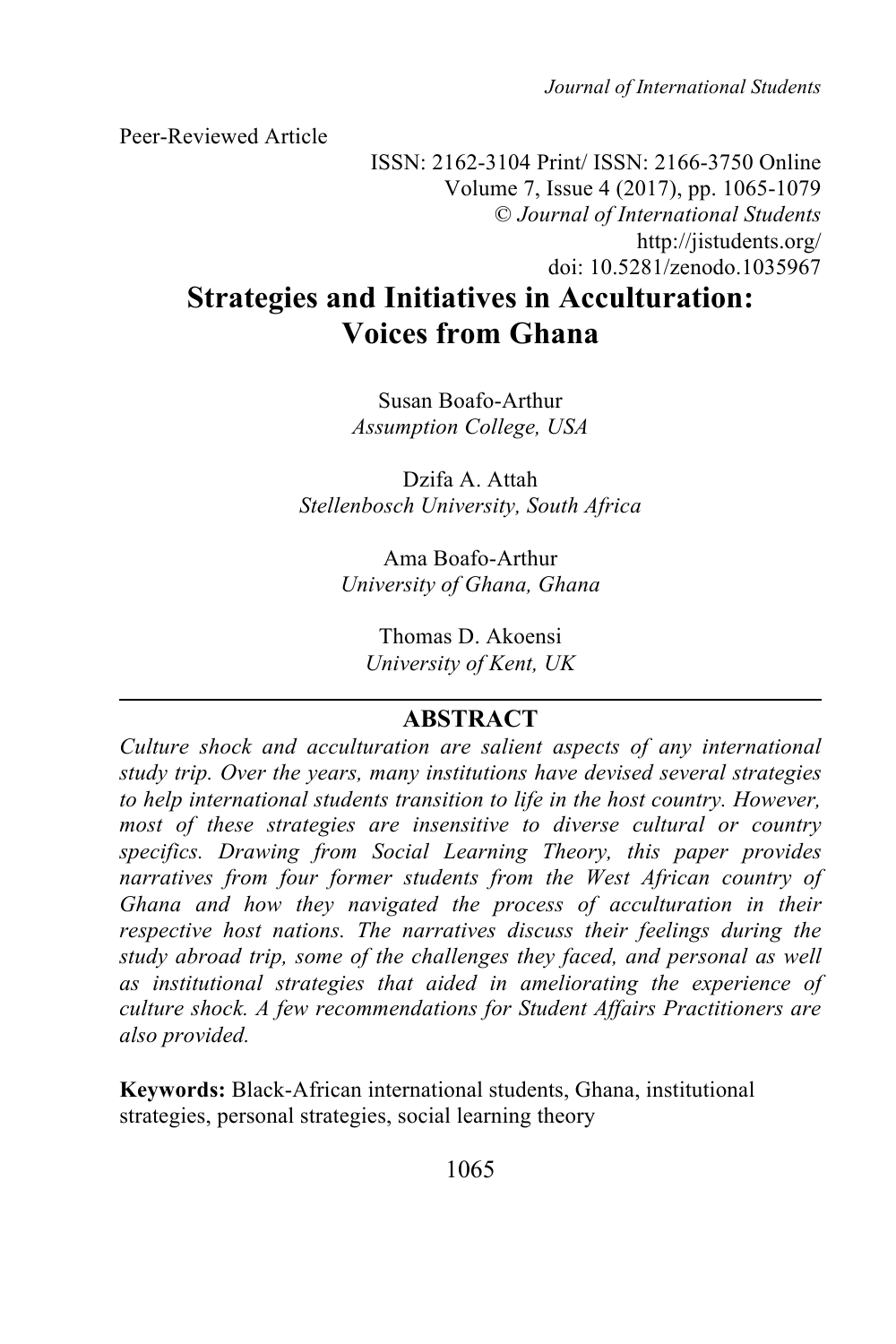Peer-Reviewed Article

ISSN: 2162-3104 Print/ ISSN: 2166-3750 Online
Volume 7, Issue 4 (2017), pp. 1065-1079
© *Journal of International Students*
http://jistudents.org/
doi: 10.5281/zenodo.1035967

# Strategies and Initiatives in Acculturation: Voices from Ghana

Susan Boafo-Arthur
*Assumption College, USA*

Dzifa A. Attah
*Stellenbosch University, South Africa*

Ama Boafo-Arthur
*University of Ghana, Ghana*

Thomas D. Akoensi
*University of Kent, UK*

---

## ABSTRACT

*Culture shock and acculturation are salient aspects of any international study trip. Over the years, many institutions have devised several strategies to help international students transition to life in the host country. However, most of these strategies are insensitive to diverse cultural or country specifics. Drawing from Social Learning Theory, this paper provides narratives from four former students from the West African country of Ghana and how they navigated the process of acculturation in their respective host nations. The narratives discuss their feelings during the study abroad trip, some of the challenges they faced, and personal as well as institutional strategies that aided in ameliorating the experience of culture shock. A few recommendations for Student Affairs Practitioners are also provided.*

**Keywords:** Black-African international students, Ghana, institutional strategies, personal strategies, social learning theory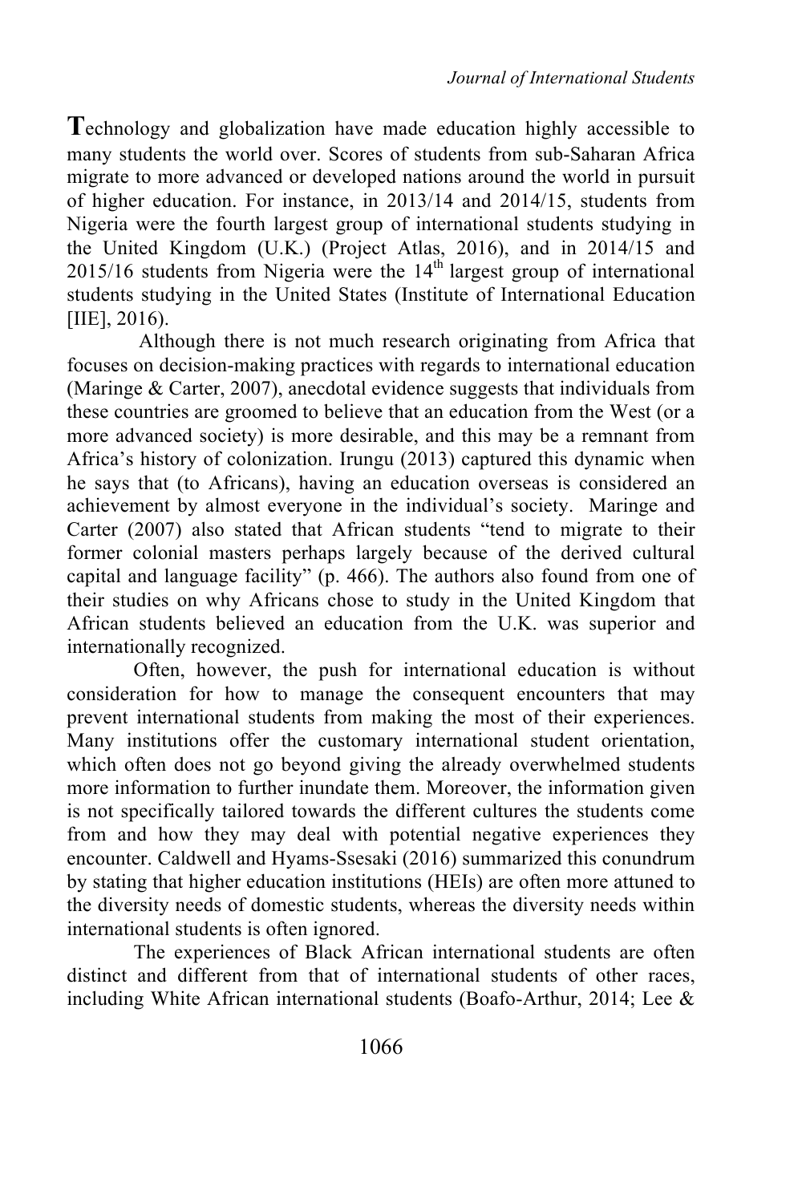Technology and globalization have made education highly accessible to many students the world over. Scores of students from sub-Saharan Africa migrate to more advanced or developed nations around the world in pursuit of higher education. For instance, in 2013/14 and 2014/15, students from Nigeria were the fourth largest group of international students studying in the United Kingdom (U.K.) (Project Atlas, 2016), and in 2014/15 and 2015/16 students from Nigeria were the 14th largest group of international students studying in the United States (Institute of International Education [IIE], 2016).

Although there is not much research originating from Africa that focuses on decision-making practices with regards to international education (Maringe & Carter, 2007), anecdotal evidence suggests that individuals from these countries are groomed to believe that an education from the West (or a more advanced society) is more desirable, and this may be a remnant from Africa's history of colonization. Irungu (2013) captured this dynamic when he says that (to Africans), having an education overseas is considered an achievement by almost everyone in the individual's society. Maringe and Carter (2007) also stated that African students "tend to migrate to their former colonial masters perhaps largely because of the derived cultural capital and language facility" (p. 466). The authors also found from one of their studies on why Africans chose to study in the United Kingdom that African students believed an education from the U.K. was superior and internationally recognized.

Often, however, the push for international education is without consideration for how to manage the consequent encounters that may prevent international students from making the most of their experiences. Many institutions offer the customary international student orientation, which often does not go beyond giving the already overwhelmed students more information to further inundate them. Moreover, the information given is not specifically tailored towards the different cultures the students come from and how they may deal with potential negative experiences they encounter. Caldwell and Hyams-Ssesaki (2016) summarized this conundrum by stating that higher education institutions (HEIs) are often more attuned to the diversity needs of domestic students, whereas the diversity needs within international students is often ignored.

The experiences of Black African international students are often distinct and different from that of international students of other races, including White African international students (Boafo-Arthur, 2014; Lee &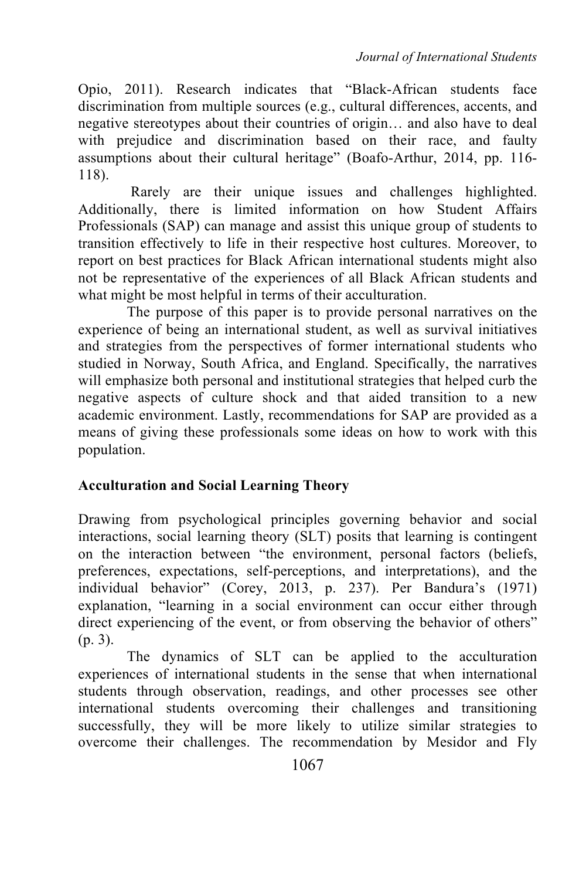Opio, 2011). Research indicates that "Black-African students face discrimination from multiple sources (e.g., cultural differences, accents, and negative stereotypes about their countries of origin… and also have to deal with prejudice and discrimination based on their race, and faulty assumptions about their cultural heritage" (Boafo-Arthur, 2014, pp. 116-118).

Rarely are their unique issues and challenges highlighted. Additionally, there is limited information on how Student Affairs Professionals (SAP) can manage and assist this unique group of students to transition effectively to life in their respective host cultures. Moreover, to report on best practices for Black African international students might also not be representative of the experiences of all Black African students and what might be most helpful in terms of their acculturation.

The purpose of this paper is to provide personal narratives on the experience of being an international student, as well as survival initiatives and strategies from the perspectives of former international students who studied in Norway, South Africa, and England. Specifically, the narratives will emphasize both personal and institutional strategies that helped curb the negative aspects of culture shock and that aided transition to a new academic environment. Lastly, recommendations for SAP are provided as a means of giving these professionals some ideas on how to work with this population.

## Acculturation and Social Learning Theory

Drawing from psychological principles governing behavior and social interactions, social learning theory (SLT) posits that learning is contingent on the interaction between "the environment, personal factors (beliefs, preferences, expectations, self-perceptions, and interpretations), and the individual behavior" (Corey, 2013, p. 237). Per Bandura's (1971) explanation, "learning in a social environment can occur either through direct experiencing of the event, or from observing the behavior of others" (p. 3).

The dynamics of SLT can be applied to the acculturation experiences of international students in the sense that when international students through observation, readings, and other processes see other international students overcoming their challenges and transitioning successfully, they will be more likely to utilize similar strategies to overcome their challenges. The recommendation by Mesidor and Fly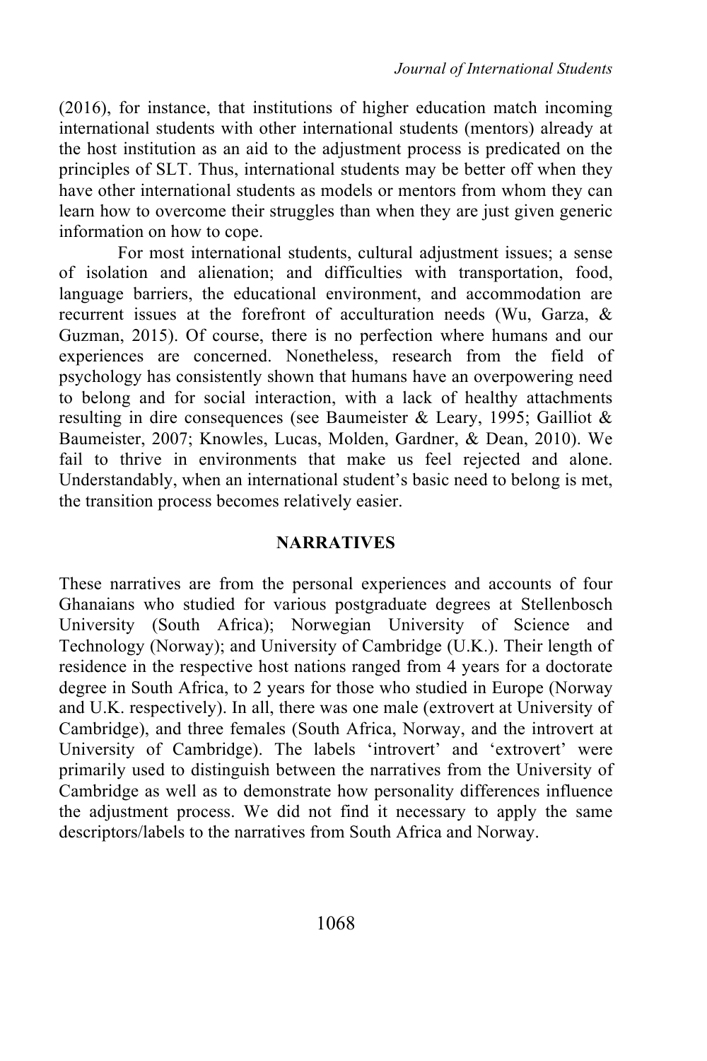(2016), for instance, that institutions of higher education match incoming international students with other international students (mentors) already at the host institution as an aid to the adjustment process is predicated on the principles of SLT. Thus, international students may be better off when they have other international students as models or mentors from whom they can learn how to overcome their struggles than when they are just given generic information on how to cope.

For most international students, cultural adjustment issues; a sense of isolation and alienation; and difficulties with transportation, food, language barriers, the educational environment, and accommodation are recurrent issues at the forefront of acculturation needs (Wu, Garza, & Guzman, 2015). Of course, there is no perfection where humans and our experiences are concerned. Nonetheless, research from the field of psychology has consistently shown that humans have an overpowering need to belong and for social interaction, with a lack of healthy attachments resulting in dire consequences (see Baumeister & Leary, 1995; Gailliot & Baumeister, 2007; Knowles, Lucas, Molden, Gardner, & Dean, 2010). We fail to thrive in environments that make us feel rejected and alone. Understandably, when an international student's basic need to belong is met, the transition process becomes relatively easier.

## NARRATIVES

These narratives are from the personal experiences and accounts of four Ghanaians who studied for various postgraduate degrees at Stellenbosch University (South Africa); Norwegian University of Science and Technology (Norway); and University of Cambridge (U.K.). Their length of residence in the respective host nations ranged from 4 years for a doctorate degree in South Africa, to 2 years for those who studied in Europe (Norway and U.K. respectively). In all, there was one male (extrovert at University of Cambridge), and three females (South Africa, Norway, and the introvert at University of Cambridge). The labels 'introvert' and 'extrovert' were primarily used to distinguish between the narratives from the University of Cambridge as well as to demonstrate how personality differences influence the adjustment process. We did not find it necessary to apply the same descriptors/labels to the narratives from South Africa and Norway.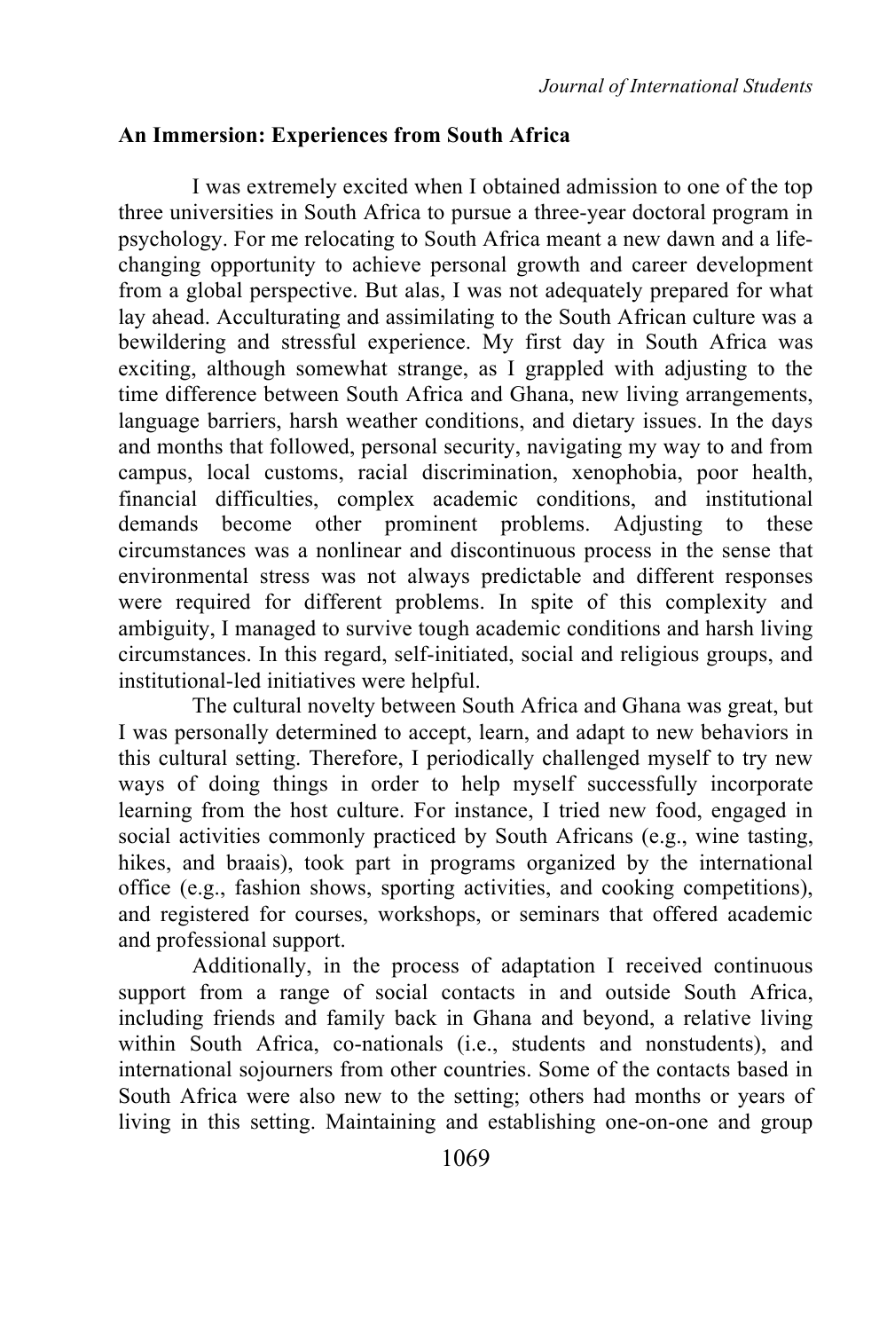**An Immersion: Experiences from South Africa**

I was extremely excited when I obtained admission to one of the top three universities in South Africa to pursue a three-year doctoral program in psychology. For me relocating to South Africa meant a new dawn and a life-changing opportunity to achieve personal growth and career development from a global perspective. But alas, I was not adequately prepared for what lay ahead. Acculturating and assimilating to the South African culture was a bewildering and stressful experience. My first day in South Africa was exciting, although somewhat strange, as I grappled with adjusting to the time difference between South Africa and Ghana, new living arrangements, language barriers, harsh weather conditions, and dietary issues. In the days and months that followed, personal security, navigating my way to and from campus, local customs, racial discrimination, xenophobia, poor health, financial difficulties, complex academic conditions, and institutional demands become other prominent problems. Adjusting to these circumstances was a nonlinear and discontinuous process in the sense that environmental stress was not always predictable and different responses were required for different problems. In spite of this complexity and ambiguity, I managed to survive tough academic conditions and harsh living circumstances. In this regard, self-initiated, social and religious groups, and institutional-led initiatives were helpful.

The cultural novelty between South Africa and Ghana was great, but I was personally determined to accept, learn, and adapt to new behaviors in this cultural setting. Therefore, I periodically challenged myself to try new ways of doing things in order to help myself successfully incorporate learning from the host culture. For instance, I tried new food, engaged in social activities commonly practiced by South Africans (e.g., wine tasting, hikes, and braais), took part in programs organized by the international office (e.g., fashion shows, sporting activities, and cooking competitions), and registered for courses, workshops, or seminars that offered academic and professional support.

Additionally, in the process of adaptation I received continuous support from a range of social contacts in and outside South Africa, including friends and family back in Ghana and beyond, a relative living within South Africa, co-nationals (i.e., students and nonstudents), and international sojourners from other countries. Some of the contacts based in South Africa were also new to the setting; others had months or years of living in this setting. Maintaining and establishing one-on-one and group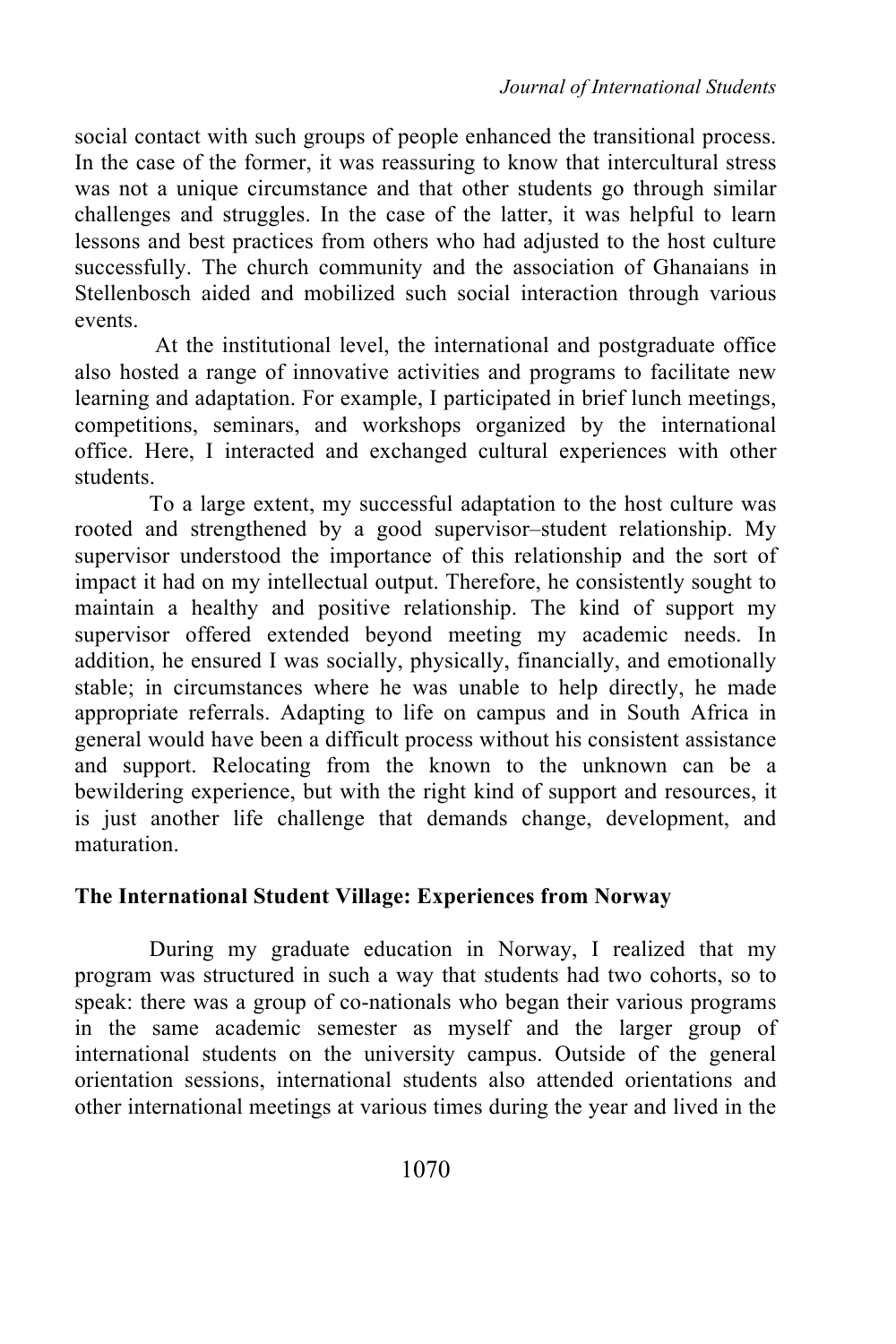social contact with such groups of people enhanced the transitional process. In the case of the former, it was reassuring to know that intercultural stress was not a unique circumstance and that other students go through similar challenges and struggles. In the case of the latter, it was helpful to learn lessons and best practices from others who had adjusted to the host culture successfully. The church community and the association of Ghanaians in Stellenbosch aided and mobilized such social interaction through various events.

At the institutional level, the international and postgraduate office also hosted a range of innovative activities and programs to facilitate new learning and adaptation. For example, I participated in brief lunch meetings, competitions, seminars, and workshops organized by the international office. Here, I interacted and exchanged cultural experiences with other students.

To a large extent, my successful adaptation to the host culture was rooted and strengthened by a good supervisor–student relationship. My supervisor understood the importance of this relationship and the sort of impact it had on my intellectual output. Therefore, he consistently sought to maintain a healthy and positive relationship. The kind of support my supervisor offered extended beyond meeting my academic needs. In addition, he ensured I was socially, physically, financially, and emotionally stable; in circumstances where he was unable to help directly, he made appropriate referrals. Adapting to life on campus and in South Africa in general would have been a difficult process without his consistent assistance and support. Relocating from the known to the unknown can be a bewildering experience, but with the right kind of support and resources, it is just another life challenge that demands change, development, and maturation.

## The International Student Village: Experiences from Norway

During my graduate education in Norway, I realized that my program was structured in such a way that students had two cohorts, so to speak: there was a group of co-nationals who began their various programs in the same academic semester as myself and the larger group of international students on the university campus. Outside of the general orientation sessions, international students also attended orientations and other international meetings at various times during the year and lived in the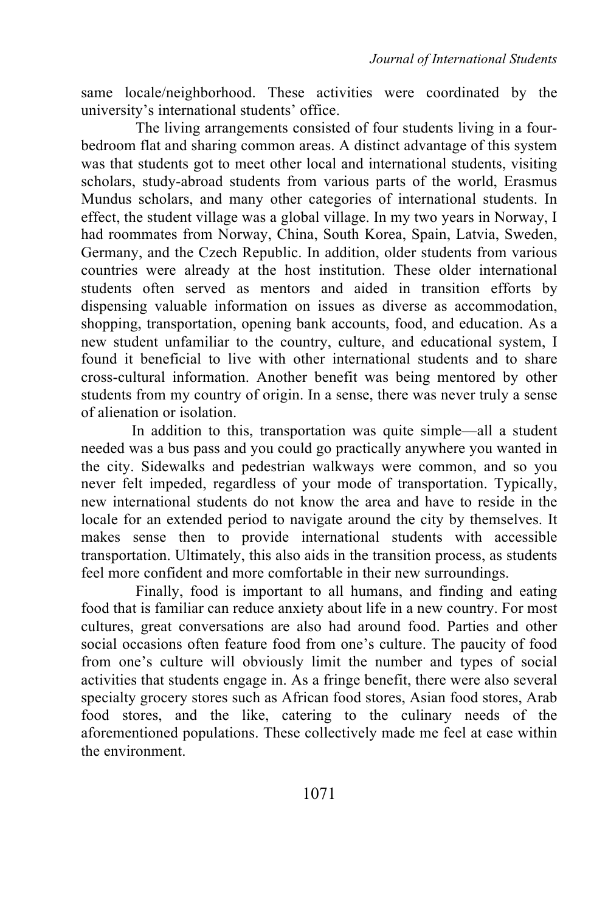same locale/neighborhood. These activities were coordinated by the university's international students' office.

The living arrangements consisted of four students living in a four-bedroom flat and sharing common areas. A distinct advantage of this system was that students got to meet other local and international students, visiting scholars, study-abroad students from various parts of the world, Erasmus Mundus scholars, and many other categories of international students. In effect, the student village was a global village. In my two years in Norway, I had roommates from Norway, China, South Korea, Spain, Latvia, Sweden, Germany, and the Czech Republic. In addition, older students from various countries were already at the host institution. These older international students often served as mentors and aided in transition efforts by dispensing valuable information on issues as diverse as accommodation, shopping, transportation, opening bank accounts, food, and education. As a new student unfamiliar to the country, culture, and educational system, I found it beneficial to live with other international students and to share cross-cultural information. Another benefit was being mentored by other students from my country of origin. In a sense, there was never truly a sense of alienation or isolation.

In addition to this, transportation was quite simple—all a student needed was a bus pass and you could go practically anywhere you wanted in the city. Sidewalks and pedestrian walkways were common, and so you never felt impeded, regardless of your mode of transportation. Typically, new international students do not know the area and have to reside in the locale for an extended period to navigate around the city by themselves. It makes sense then to provide international students with accessible transportation. Ultimately, this also aids in the transition process, as students feel more confident and more comfortable in their new surroundings.

Finally, food is important to all humans, and finding and eating food that is familiar can reduce anxiety about life in a new country. For most cultures, great conversations are also had around food. Parties and other social occasions often feature food from one's culture. The paucity of food from one's culture will obviously limit the number and types of social activities that students engage in. As a fringe benefit, there were also several specialty grocery stores such as African food stores, Asian food stores, Arab food stores, and the like, catering to the culinary needs of the aforementioned populations. These collectively made me feel at ease within the environment.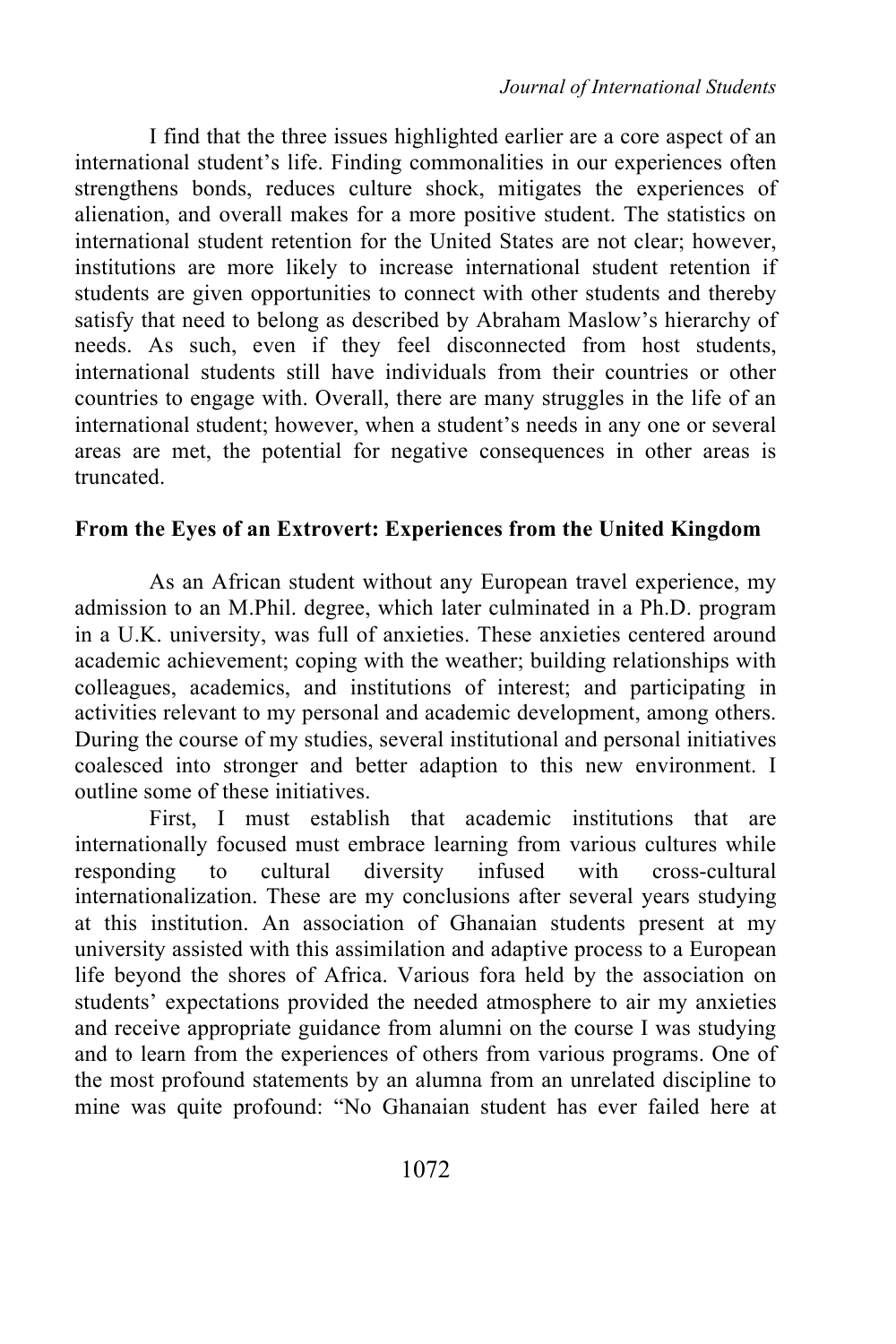I find that the three issues highlighted earlier are a core aspect of an international student's life. Finding commonalities in our experiences often strengthens bonds, reduces culture shock, mitigates the experiences of alienation, and overall makes for a more positive student. The statistics on international student retention for the United States are not clear; however, institutions are more likely to increase international student retention if students are given opportunities to connect with other students and thereby satisfy that need to belong as described by Abraham Maslow's hierarchy of needs. As such, even if they feel disconnected from host students, international students still have individuals from their countries or other countries to engage with. Overall, there are many struggles in the life of an international student; however, when a student's needs in any one or several areas are met, the potential for negative consequences in other areas is truncated.

## From the Eyes of an Extrovert: Experiences from the United Kingdom

As an African student without any European travel experience, my admission to an M.Phil. degree, which later culminated in a Ph.D. program in a U.K. university, was full of anxieties. These anxieties centered around academic achievement; coping with the weather; building relationships with colleagues, academics, and institutions of interest; and participating in activities relevant to my personal and academic development, among others. During the course of my studies, several institutional and personal initiatives coalesced into stronger and better adaption to this new environment. I outline some of these initiatives.

First, I must establish that academic institutions that are internationally focused must embrace learning from various cultures while responding to cultural diversity infused with cross-cultural internationalization. These are my conclusions after several years studying at this institution. An association of Ghanaian students present at my university assisted with this assimilation and adaptive process to a European life beyond the shores of Africa. Various fora held by the association on students' expectations provided the needed atmosphere to air my anxieties and receive appropriate guidance from alumni on the course I was studying and to learn from the experiences of others from various programs. One of the most profound statements by an alumna from an unrelated discipline to mine was quite profound: "No Ghanaian student has ever failed here at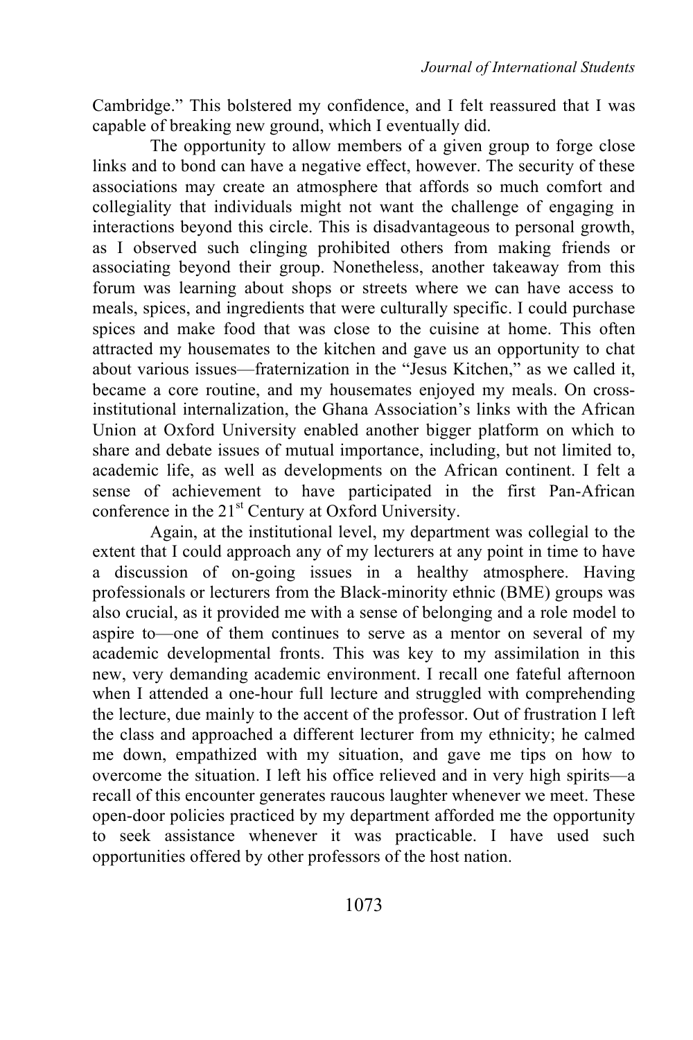Cambridge." This bolstered my confidence, and I felt reassured that I was capable of breaking new ground, which I eventually did.

The opportunity to allow members of a given group to forge close links and to bond can have a negative effect, however. The security of these associations may create an atmosphere that affords so much comfort and collegiality that individuals might not want the challenge of engaging in interactions beyond this circle. This is disadvantageous to personal growth, as I observed such clinging prohibited others from making friends or associating beyond their group. Nonetheless, another takeaway from this forum was learning about shops or streets where we can have access to meals, spices, and ingredients that were culturally specific. I could purchase spices and make food that was close to the cuisine at home. This often attracted my housemates to the kitchen and gave us an opportunity to chat about various issues—fraternization in the "Jesus Kitchen," as we called it, became a core routine, and my housemates enjoyed my meals. On cross-institutional internalization, the Ghana Association's links with the African Union at Oxford University enabled another bigger platform on which to share and debate issues of mutual importance, including, but not limited to, academic life, as well as developments on the African continent. I felt a sense of achievement to have participated in the first Pan-African conference in the 21st Century at Oxford University.

Again, at the institutional level, my department was collegial to the extent that I could approach any of my lecturers at any point in time to have a discussion of on-going issues in a healthy atmosphere. Having professionals or lecturers from the Black-minority ethnic (BME) groups was also crucial, as it provided me with a sense of belonging and a role model to aspire to—one of them continues to serve as a mentor on several of my academic developmental fronts. This was key to my assimilation in this new, very demanding academic environment. I recall one fateful afternoon when I attended a one-hour full lecture and struggled with comprehending the lecture, due mainly to the accent of the professor. Out of frustration I left the class and approached a different lecturer from my ethnicity; he calmed me down, empathized with my situation, and gave me tips on how to overcome the situation. I left his office relieved and in very high spirits—a recall of this encounter generates raucous laughter whenever we meet. These open-door policies practiced by my department afforded me the opportunity to seek assistance whenever it was practicable. I have used such opportunities offered by other professors of the host nation.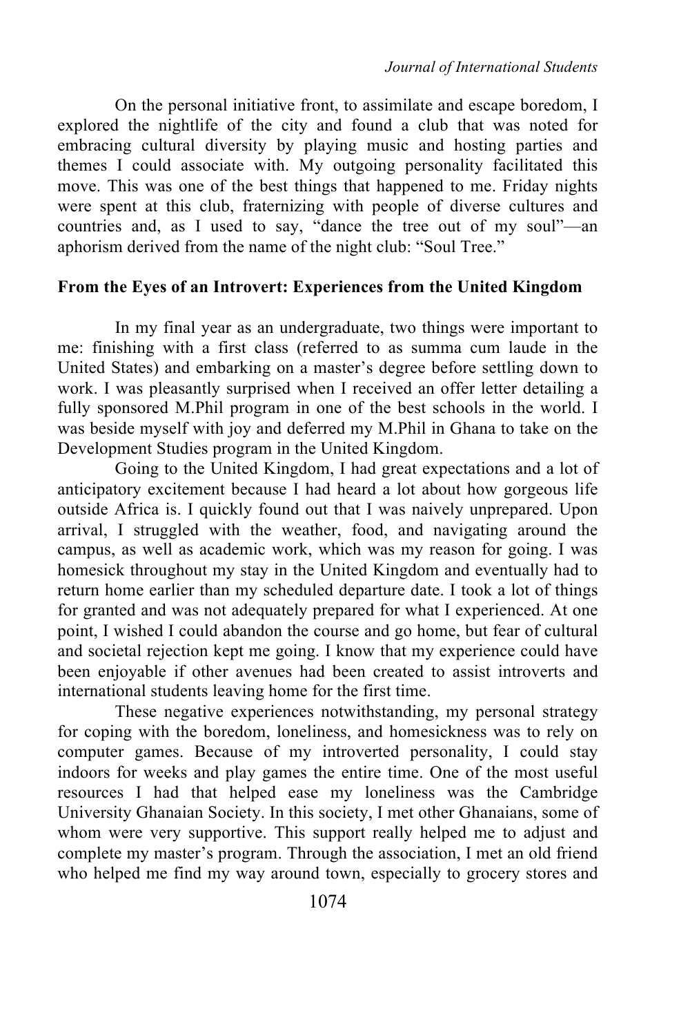On the personal initiative front, to assimilate and escape boredom, I explored the nightlife of the city and found a club that was noted for embracing cultural diversity by playing music and hosting parties and themes I could associate with. My outgoing personality facilitated this move. This was one of the best things that happened to me. Friday nights were spent at this club, fraternizing with people of diverse cultures and countries and, as I used to say, "dance the tree out of my soul"—an aphorism derived from the name of the night club: "Soul Tree."

**From the Eyes of an Introvert: Experiences from the United Kingdom**

In my final year as an undergraduate, two things were important to me: finishing with a first class (referred to as summa cum laude in the United States) and embarking on a master's degree before settling down to work. I was pleasantly surprised when I received an offer letter detailing a fully sponsored M.Phil program in one of the best schools in the world. I was beside myself with joy and deferred my M.Phil in Ghana to take on the Development Studies program in the United Kingdom.

Going to the United Kingdom, I had great expectations and a lot of anticipatory excitement because I had heard a lot about how gorgeous life outside Africa is. I quickly found out that I was naively unprepared. Upon arrival, I struggled with the weather, food, and navigating around the campus, as well as academic work, which was my reason for going. I was homesick throughout my stay in the United Kingdom and eventually had to return home earlier than my scheduled departure date. I took a lot of things for granted and was not adequately prepared for what I experienced. At one point, I wished I could abandon the course and go home, but fear of cultural and societal rejection kept me going. I know that my experience could have been enjoyable if other avenues had been created to assist introverts and international students leaving home for the first time.

These negative experiences notwithstanding, my personal strategy for coping with the boredom, loneliness, and homesickness was to rely on computer games. Because of my introverted personality, I could stay indoors for weeks and play games the entire time. One of the most useful resources I had that helped ease my loneliness was the Cambridge University Ghanaian Society. In this society, I met other Ghanaians, some of whom were very supportive. This support really helped me to adjust and complete my master's program. Through the association, I met an old friend who helped me find my way around town, especially to grocery stores and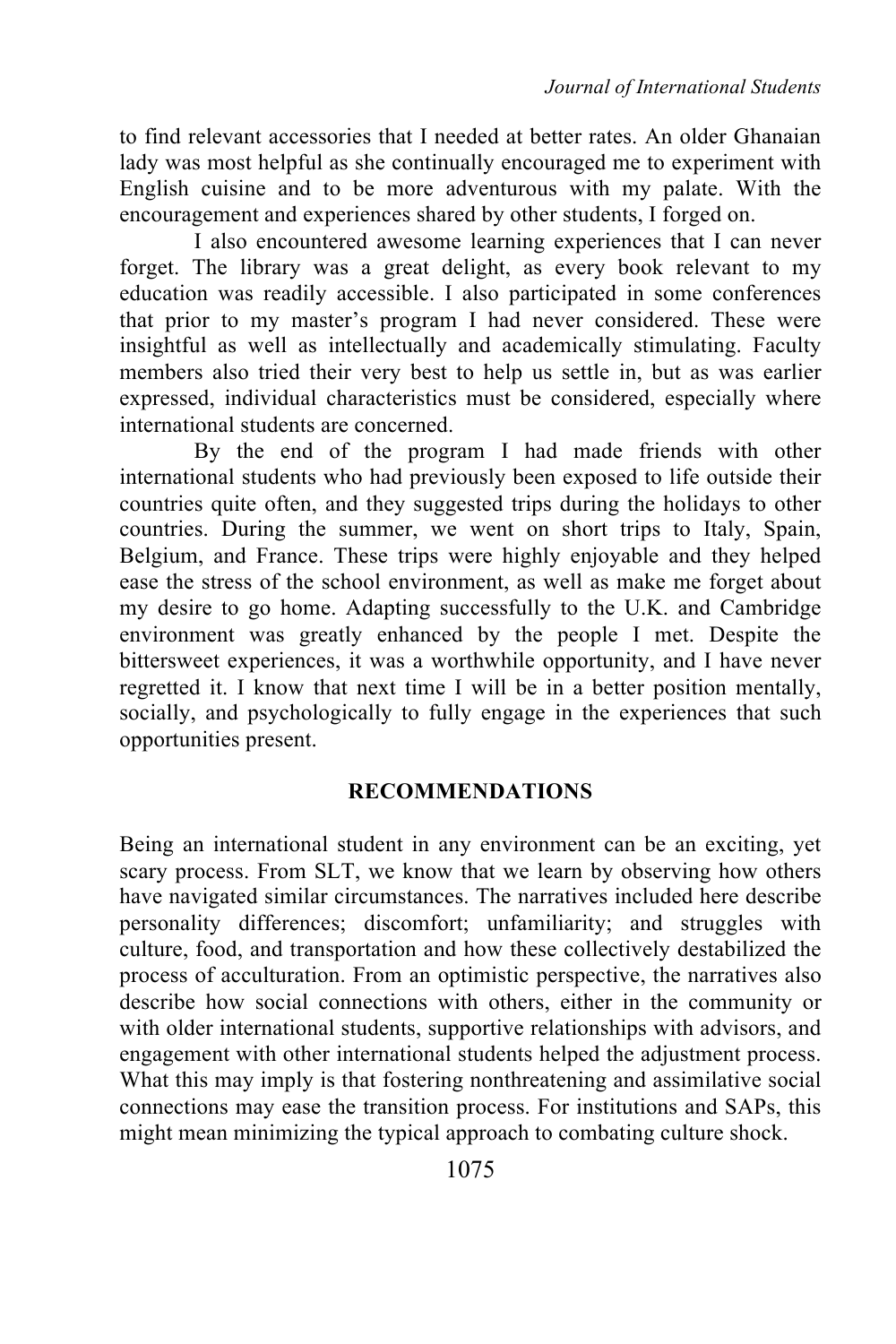to find relevant accessories that I needed at better rates. An older Ghanaian lady was most helpful as she continually encouraged me to experiment with English cuisine and to be more adventurous with my palate. With the encouragement and experiences shared by other students, I forged on.

I also encountered awesome learning experiences that I can never forget. The library was a great delight, as every book relevant to my education was readily accessible. I also participated in some conferences that prior to my master's program I had never considered. These were insightful as well as intellectually and academically stimulating. Faculty members also tried their very best to help us settle in, but as was earlier expressed, individual characteristics must be considered, especially where international students are concerned.

By the end of the program I had made friends with other international students who had previously been exposed to life outside their countries quite often, and they suggested trips during the holidays to other countries. During the summer, we went on short trips to Italy, Spain, Belgium, and France. These trips were highly enjoyable and they helped ease the stress of the school environment, as well as make me forget about my desire to go home. Adapting successfully to the U.K. and Cambridge environment was greatly enhanced by the people I met. Despite the bittersweet experiences, it was a worthwhile opportunity, and I have never regretted it. I know that next time I will be in a better position mentally, socially, and psychologically to fully engage in the experiences that such opportunities present.

## RECOMMENDATIONS

Being an international student in any environment can be an exciting, yet scary process. From SLT, we know that we learn by observing how others have navigated similar circumstances. The narratives included here describe personality differences; discomfort; unfamiliarity; and struggles with culture, food, and transportation and how these collectively destabilized the process of acculturation. From an optimistic perspective, the narratives also describe how social connections with others, either in the community or with older international students, supportive relationships with advisors, and engagement with other international students helped the adjustment process. What this may imply is that fostering nonthreatening and assimilative social connections may ease the transition process. For institutions and SAPs, this might mean minimizing the typical approach to combating culture shock.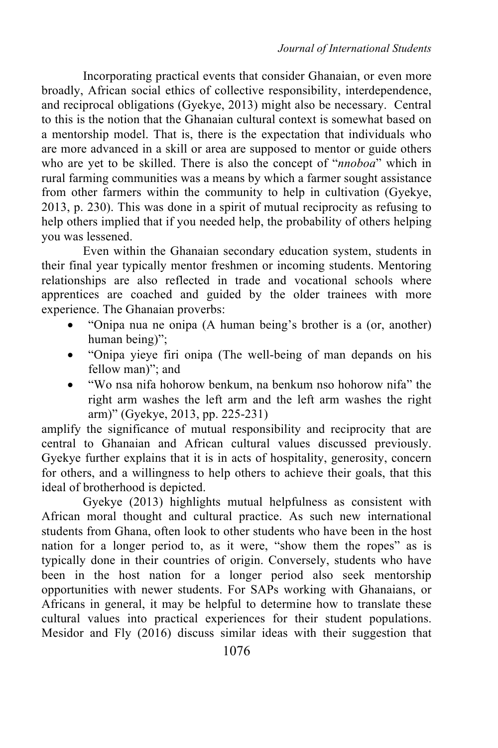Incorporating practical events that consider Ghanaian, or even more broadly, African social ethics of collective responsibility, interdependence, and reciprocal obligations (Gyekye, 2013) might also be necessary. Central to this is the notion that the Ghanaian cultural context is somewhat based on a mentorship model. That is, there is the expectation that individuals who are more advanced in a skill or area are supposed to mentor or guide others who are yet to be skilled. There is also the concept of "*nnoboa*" which in rural farming communities was a means by which a farmer sought assistance from other farmers within the community to help in cultivation (Gyekye, 2013, p. 230). This was done in a spirit of mutual reciprocity as refusing to help others implied that if you needed help, the probability of others helping you was lessened.

Even within the Ghanaian secondary education system, students in their final year typically mentor freshmen or incoming students. Mentoring relationships are also reflected in trade and vocational schools where apprentices are coached and guided by the older trainees with more experience. The Ghanaian proverbs:

- "Onipa nua ne onipa (A human being's brother is a (or, another) human being)";
- "Onipa yieye firi onipa (The well-being of man depands on his fellow man)"; and
- "Wo nsa nifa hohorow benkum, na benkum nso hohorow nifa" the right arm washes the left arm and the left arm washes the right arm)" (Gyekye, 2013, pp. 225-231)

amplify the significance of mutual responsibility and reciprocity that are central to Ghanaian and African cultural values discussed previously. Gyekye further explains that it is in acts of hospitality, generosity, concern for others, and a willingness to help others to achieve their goals, that this ideal of brotherhood is depicted.

Gyekye (2013) highlights mutual helpfulness as consistent with African moral thought and cultural practice. As such new international students from Ghana, often look to other students who have been in the host nation for a longer period to, as it were, "show them the ropes" as is typically done in their countries of origin. Conversely, students who have been in the host nation for a longer period also seek mentorship opportunities with newer students. For SAPs working with Ghanaians, or Africans in general, it may be helpful to determine how to translate these cultural values into practical experiences for their student populations. Mesidor and Fly (2016) discuss similar ideas with their suggestion that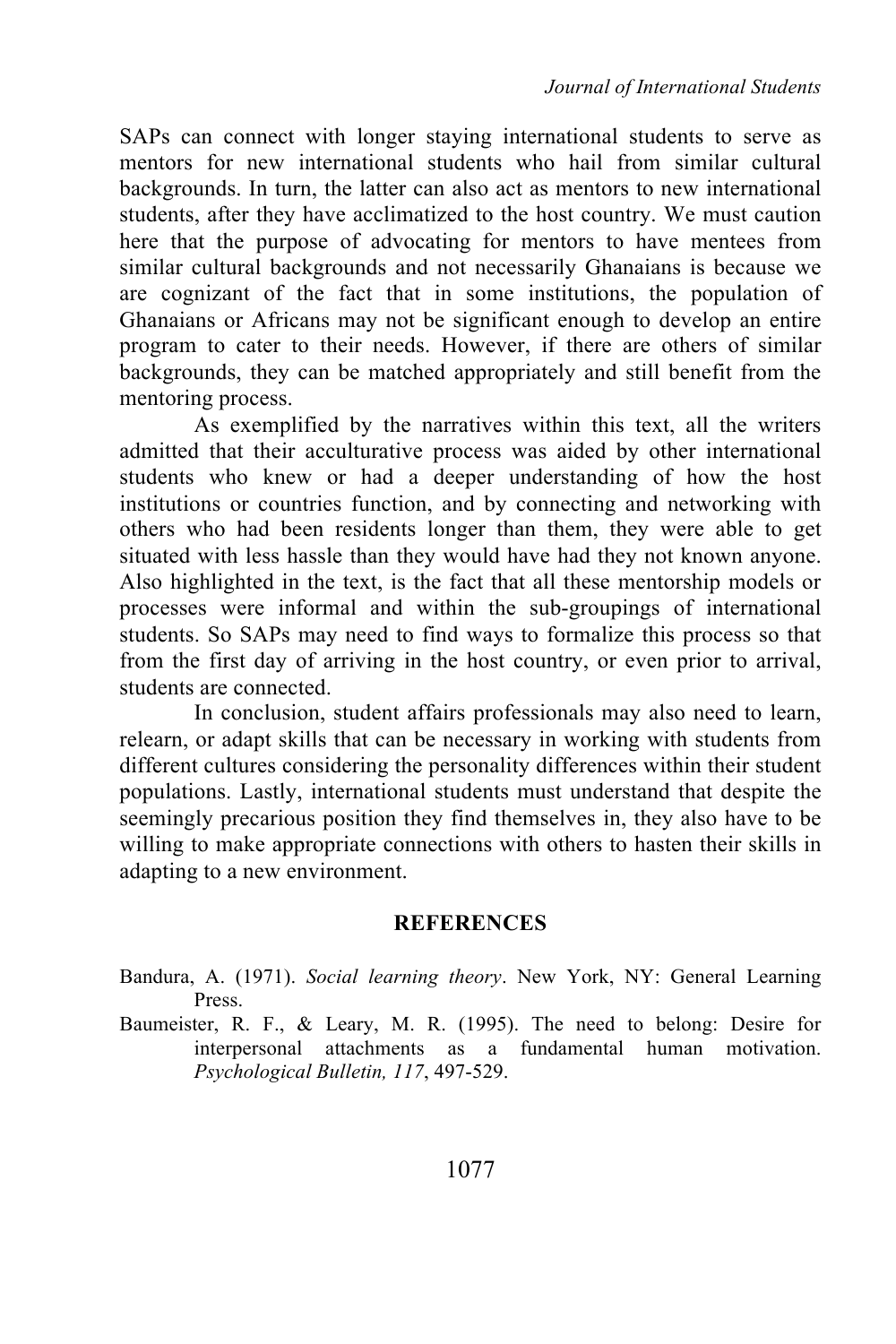SAPs can connect with longer staying international students to serve as mentors for new international students who hail from similar cultural backgrounds. In turn, the latter can also act as mentors to new international students, after they have acclimatized to the host country. We must caution here that the purpose of advocating for mentors to have mentees from similar cultural backgrounds and not necessarily Ghanaians is because we are cognizant of the fact that in some institutions, the population of Ghanaians or Africans may not be significant enough to develop an entire program to cater to their needs. However, if there are others of similar backgrounds, they can be matched appropriately and still benefit from the mentoring process.

As exemplified by the narratives within this text, all the writers admitted that their acculturative process was aided by other international students who knew or had a deeper understanding of how the host institutions or countries function, and by connecting and networking with others who had been residents longer than them, they were able to get situated with less hassle than they would have had they not known anyone. Also highlighted in the text, is the fact that all these mentorship models or processes were informal and within the sub-groupings of international students. So SAPs may need to find ways to formalize this process so that from the first day of arriving in the host country, or even prior to arrival, students are connected.

In conclusion, student affairs professionals may also need to learn, relearn, or adapt skills that can be necessary in working with students from different cultures considering the personality differences within their student populations. Lastly, international students must understand that despite the seemingly precarious position they find themselves in, they also have to be willing to make appropriate connections with others to hasten their skills in adapting to a new environment.

## REFERENCES

Bandura, A. (1971). *Social learning theory*. New York, NY: General Learning Press.

Baumeister, R. F., & Leary, M. R. (1995). The need to belong: Desire for interpersonal attachments as a fundamental human motivation. *Psychological Bulletin, 117*, 497-529.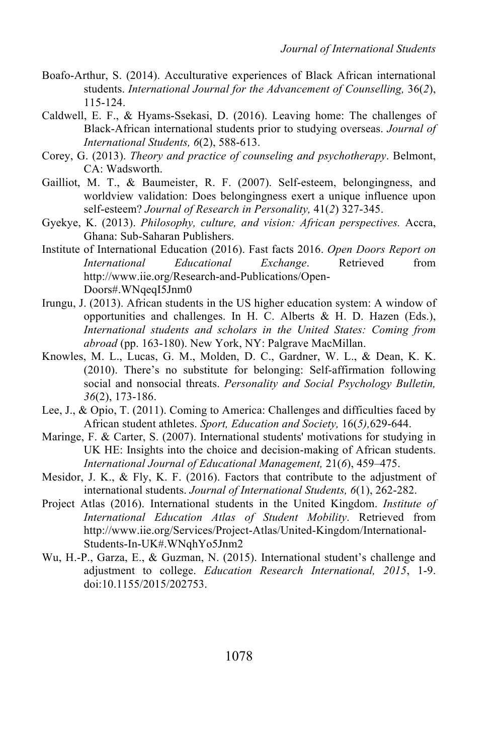Boafo-Arthur, S. (2014). Acculturative experiences of Black African international students. *International Journal for the Advancement of Counselling,* 36(*2*), 115-124.

Caldwell, E. F., & Hyams-Ssekasi, D. (2016). Leaving home: The challenges of Black-African international students prior to studying overseas. *Journal of International Students, 6*(2), 588-613.

Corey, G. (2013). *Theory and practice of counseling and psychotherapy*. Belmont, CA: Wadsworth.

Gailliot, M. T., & Baumeister, R. F. (2007). Self-esteem, belongingness, and worldview validation: Does belongingness exert a unique influence upon self-esteem? *Journal of Research in Personality,* 41(*2*) 327-345.

Gyekye, K. (2013). *Philosophy, culture, and vision: African perspectives.* Accra, Ghana: Sub-Saharan Publishers.

Institute of International Education (2016). Fast facts 2016. *Open Doors Report on International Educational Exchange*. Retrieved from http://www.iie.org/Research-and-Publications/Open-Doors#.WNqeqI5Jnm0

Irungu, J. (2013). African students in the US higher education system: A window of opportunities and challenges. In H. C. Alberts & H. D. Hazen (Eds.), *International students and scholars in the United States: Coming from abroad* (pp. 163-180). New York, NY: Palgrave MacMillan.

Knowles, M. L., Lucas, G. M., Molden, D. C., Gardner, W. L., & Dean, K. K. (2010). There's no substitute for belonging: Self-affirmation following social and nonsocial threats. *Personality and Social Psychology Bulletin, 36*(2), 173-186.

Lee, J., & Opio, T. (2011). Coming to America: Challenges and difficulties faced by African student athletes. *Sport, Education and Society,* 16(*5),*629-644.

Maringe, F. & Carter, S. (2007). International students' motivations for studying in UK HE: Insights into the choice and decision-making of African students. *International Journal of Educational Management,* 21(*6*), 459–475.

Mesidor, J. K., & Fly, K. F. (2016). Factors that contribute to the adjustment of international students. *Journal of International Students, 6*(1), 262-282.

Project Atlas (2016). International students in the United Kingdom. *Institute of International Education Atlas of Student Mobility*. Retrieved from http://www.iie.org/Services/Project-Atlas/United-Kingdom/International-Students-In-UK#.WNqhYo5Jnm2

Wu, H.-P., Garza, E., & Guzman, N. (2015). International student's challenge and adjustment to college. *Education Research International, 2015*, 1-9. doi:10.1155/2015/202753.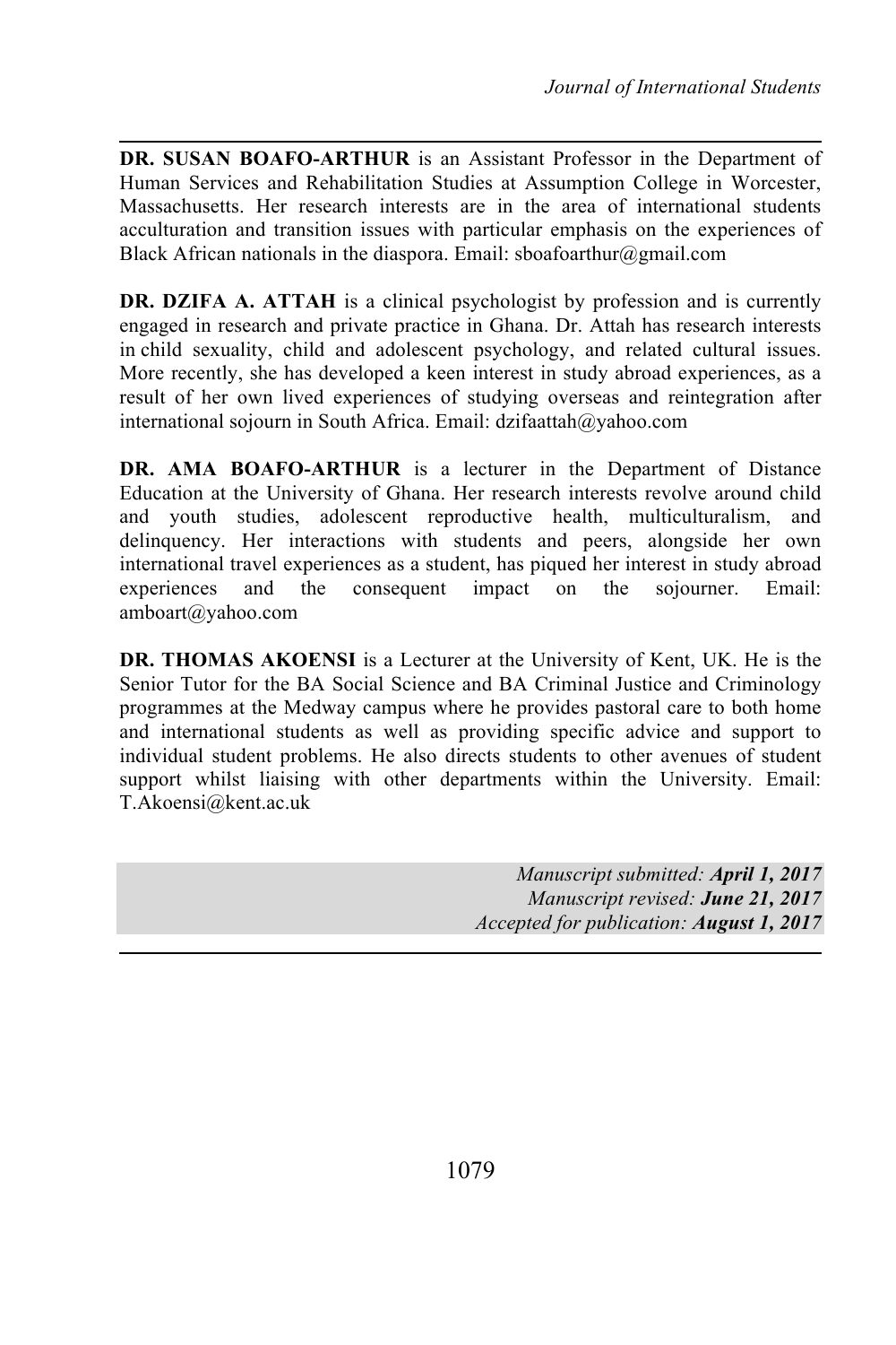**DR. SUSAN BOAFO-ARTHUR** is an Assistant Professor in the Department of Human Services and Rehabilitation Studies at Assumption College in Worcester, Massachusetts. Her research interests are in the area of international students acculturation and transition issues with particular emphasis on the experiences of Black African nationals in the diaspora. Email: sboafoarthur@gmail.com

**DR. DZIFA A. ATTAH** is a clinical psychologist by profession and is currently engaged in research and private practice in Ghana. Dr. Attah has research interests in child sexuality, child and adolescent psychology, and related cultural issues. More recently, she has developed a keen interest in study abroad experiences, as a result of her own lived experiences of studying overseas and reintegration after international sojourn in South Africa. Email: dzifaattah@yahoo.com

**DR. AMA BOAFO-ARTHUR** is a lecturer in the Department of Distance Education at the University of Ghana. Her research interests revolve around child and youth studies, adolescent reproductive health, multiculturalism, and delinquency. Her interactions with students and peers, alongside her own international travel experiences as a student, has piqued her interest in study abroad experiences and the consequent impact on the sojourner. Email: amboart@yahoo.com

**DR. THOMAS AKOENSI** is a Lecturer at the University of Kent, UK. He is the Senior Tutor for the BA Social Science and BA Criminal Justice and Criminology programmes at the Medway campus where he provides pastoral care to both home and international students as well as providing specific advice and support to individual student problems. He also directs students to other avenues of student support whilst liaising with other departments within the University. Email: T.Akoensi@kent.ac.uk

*Manuscript submitted:* ***April 1, 2017***
*Manuscript revised:* ***June 21, 2017***
*Accepted for publication:* ***August 1, 2017***